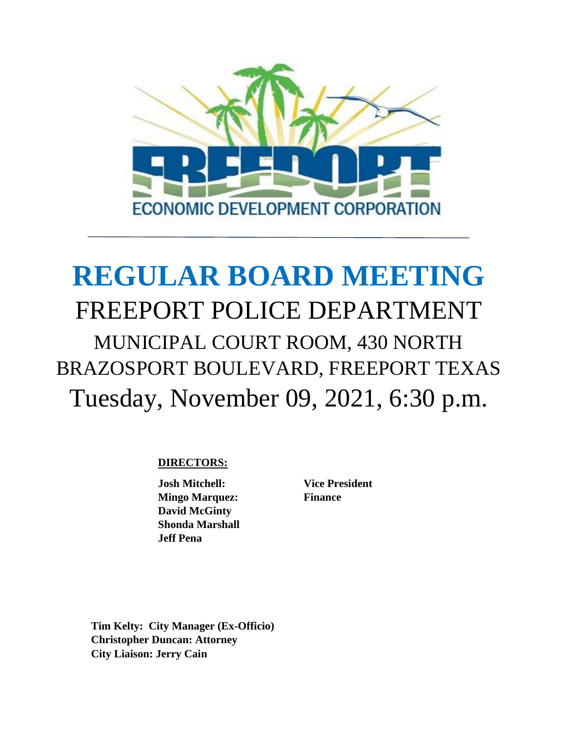FREEPORT

ECONOMIC DEVELOPMENT CORPORATION

# REGULAR BOARD MEETING

## FREEPORT POLICE DEPARTMENT

### MUNICIPAL COURT ROOM, 430 NORTH BRAZOSPORT BOULEVARD, FREEPORT TEXAS

### Tuesday, November 09, 2021, 6:30 p.m.

**DIRECTORS:**

| | |
|---|---|
| **Josh Mitchell:** | **Vice President** |
| **Mingo Marquez:** | **Finance** |
| **David McGinty** | |
| **Shonda Marshall** | |
| **Jeff Pena** | |

**Tim Kelty: City Manager (Ex-Officio)**
**Christopher Duncan: Attorney**
**City Liaison: Jerry Cain**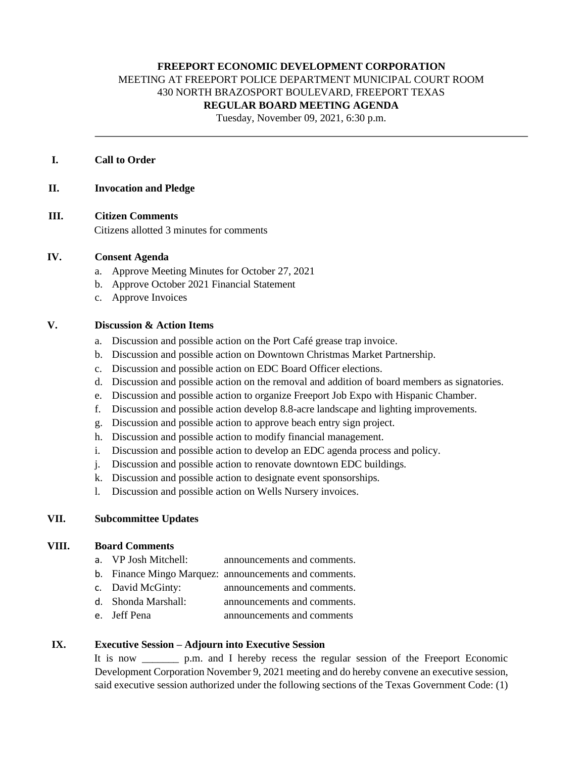**FREEPORT ECONOMIC DEVELOPMENT CORPORATION**
MEETING AT FREEPORT POLICE DEPARTMENT MUNICIPAL COURT ROOM
430 NORTH BRAZOSPORT BOULEVARD, FREEPORT TEXAS
**REGULAR BOARD MEETING AGENDA**
Tuesday, November 09, 2021, 6:30 p.m.

---

**I. Call to Order**

**II. Invocation and Pledge**

**III. Citizen Comments**

Citizens allotted 3 minutes for comments

**IV. Consent Agenda**

a. Approve Meeting Minutes for October 27, 2021
b. Approve October 2021 Financial Statement
c. Approve Invoices

**V. Discussion & Action Items**

a. Discussion and possible action on the Port Café grease trap invoice.
b. Discussion and possible action on Downtown Christmas Market Partnership.
c. Discussion and possible action on EDC Board Officer elections.
d. Discussion and possible action on the removal and addition of board members as signatories.
e. Discussion and possible action to organize Freeport Job Expo with Hispanic Chamber.
f. Discussion and possible action develop 8.8-acre landscape and lighting improvements.
g. Discussion and possible action to approve beach entry sign project.
h. Discussion and possible action to modify financial management.
i. Discussion and possible action to develop an EDC agenda process and policy.
j. Discussion and possible action to renovate downtown EDC buildings.
k. Discussion and possible action to designate event sponsorships.
l. Discussion and possible action on Wells Nursery invoices.

**VII. Subcommittee Updates**

**VIII. Board Comments**

a. VP Josh Mitchell: announcements and comments.
b. Finance Mingo Marquez: announcements and comments.
c. David McGinty: announcements and comments.
d. Shonda Marshall: announcements and comments.
e. Jeff Pena announcements and comments

**IX. Executive Session – Adjourn into Executive Session**

It is now _______ p.m. and I hereby recess the regular session of the Freeport Economic Development Corporation November 9, 2021 meeting and do hereby convene an executive session, said executive session authorized under the following sections of the Texas Government Code: (1)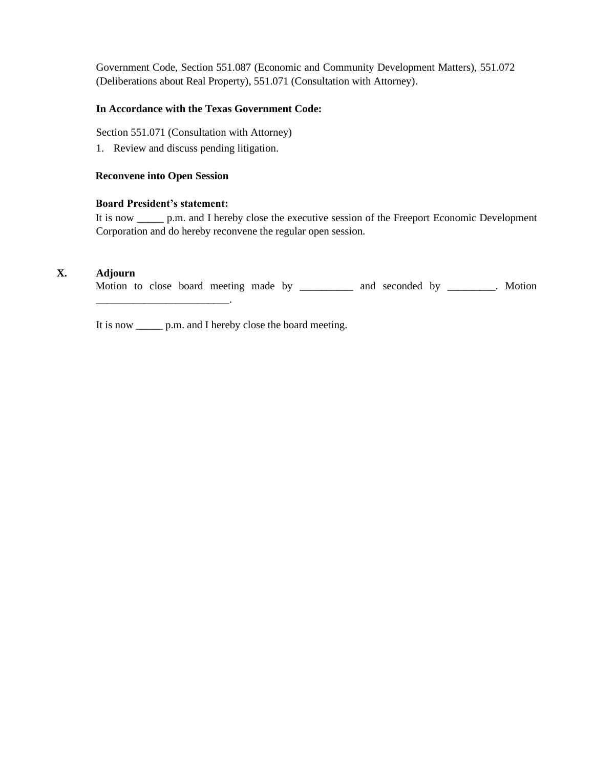Government Code, Section 551.087 (Economic and Community Development Matters), 551.072 (Deliberations about Real Property), 551.071 (Consultation with Attorney).

**In Accordance with the Texas Government Code:**

Section 551.071 (Consultation with Attorney)

1. Review and discuss pending litigation.

**Reconvene into Open Session**

**Board President's statement:**
It is now _____ p.m. and I hereby close the executive session of the Freeport Economic Development Corporation and do hereby reconvene the regular open session.

## X. Adjourn

Motion to close board meeting made by __________ and seconded by _________. Motion _________________________.

It is now _____ p.m. and I hereby close the board meeting.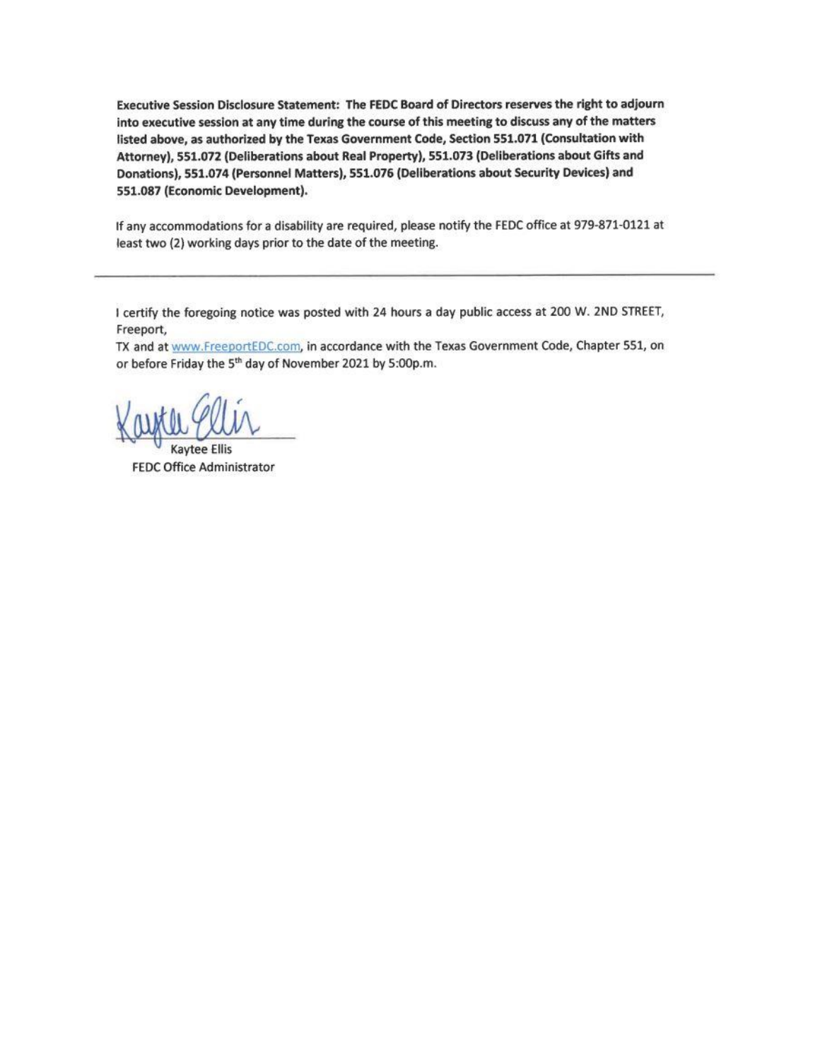**Executive Session Disclosure Statement: The FEDC Board of Directors reserves the right to adjourn into executive session at any time during the course of this meeting to discuss any of the matters listed above, as authorized by the Texas Government Code, Section 551.071 (Consultation with Attorney), 551.072 (Deliberations about Real Property), 551.073 (Deliberations about Gifts and Donations), 551.074 (Personnel Matters), 551.076 (Deliberations about Security Devices) and 551.087 (Economic Development).**

If any accommodations for a disability are required, please notify the FEDC office at 979-871-0121 at least two (2) working days prior to the date of the meeting.

---

I certify the foregoing notice was posted with 24 hours a day public access at 200 W. 2ND STREET, Freeport,
TX and at www.FreeportEDC.com, in accordance with the Texas Government Code, Chapter 551, on or before Friday the 5th day of November 2021 by 5:00p.m.

Kaytee Ellis
FEDC Office Administrator